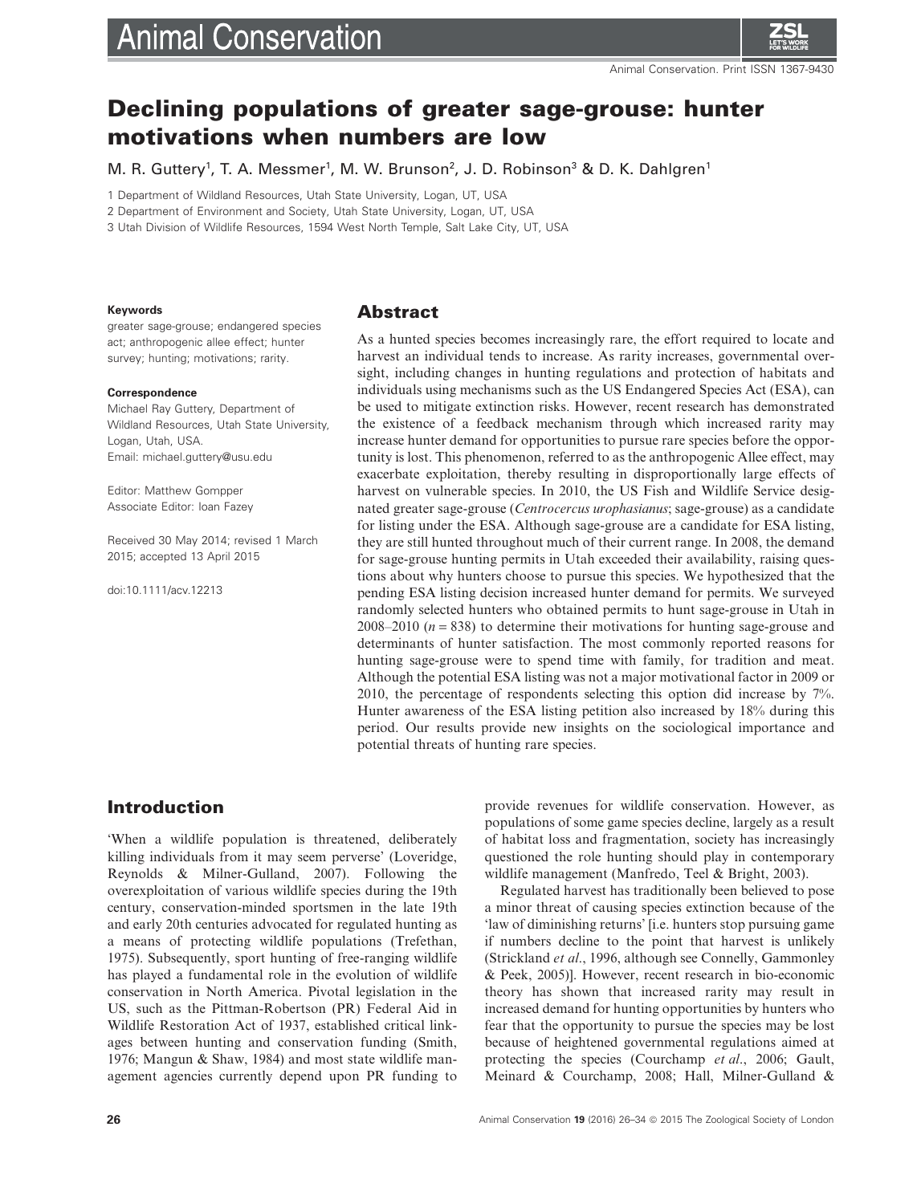# Declining populations of greater sage-grouse: hunter motivations when numbers are low

M. R. Guttery[1], T. A. Messmer[1], M. W. Brunson[2], J. D. Robinson[3] & D. K. Dahlgren[1]

1 Department of Wildland Resources, Utah State University, Logan, UT, USA

2 Department of Environment and Society, Utah State University, Logan, UT, USA

3 Utah Division of Wildlife Resources, 1594 West North Temple, Salt Lake City, UT, USA

**Keywords**

greater sage-grouse; endangered species act; anthropogenic allee effect; hunter survey; hunting; motivations; rarity.

**Correspondence**

Michael Ray Guttery, Department of Wildland Resources, Utah State University, Logan, Utah, USA.
Email: michael.guttery@usu.edu

Editor: Matthew Gompper
Associate Editor: Ioan Fazey

Received 30 May 2014; revised 1 March 2015; accepted 13 April 2015

doi:10.1111/acv.12213

## Abstract

As a hunted species becomes increasingly rare, the effort required to locate and harvest an individual tends to increase. As rarity increases, governmental oversight, including changes in hunting regulations and protection of habitats and individuals using mechanisms such as the US Endangered Species Act (ESA), can be used to mitigate extinction risks. However, recent research has demonstrated the existence of a feedback mechanism through which increased rarity may increase hunter demand for opportunities to pursue rare species before the opportunity is lost. This phenomenon, referred to as the anthropogenic Allee effect, may exacerbate exploitation, thereby resulting in disproportionally large effects of harvest on vulnerable species. In 2010, the US Fish and Wildlife Service designated greater sage-grouse (*Centrocercus urophasianus*; sage-grouse) as a candidate for listing under the ESA. Although sage-grouse are a candidate for ESA listing, they are still hunted throughout much of their current range. In 2008, the demand for sage-grouse hunting permits in Utah exceeded their availability, raising questions about why hunters choose to pursue this species. We hypothesized that the pending ESA listing decision increased hunter demand for permits. We surveyed randomly selected hunters who obtained permits to hunt sage-grouse in Utah in 2008–2010 ($n = 838$) to determine their motivations for hunting sage-grouse and determinants of hunter satisfaction. The most commonly reported reasons for hunting sage-grouse were to spend time with family, for tradition and meat. Although the potential ESA listing was not a major motivational factor in 2009 or 2010, the percentage of respondents selecting this option did increase by 7%. Hunter awareness of the ESA listing petition also increased by 18% during this period. Our results provide new insights on the sociological importance and potential threats of hunting rare species.

## Introduction

'When a wildlife population is threatened, deliberately killing individuals from it may seem perverse' (Loveridge, Reynolds & Milner-Gulland, 2007). Following the overexploitation of various wildlife species during the 19th century, conservation-minded sportsmen in the late 19th and early 20th centuries advocated for regulated hunting as a means of protecting wildlife populations (Trefethan, 1975). Subsequently, sport hunting of free-ranging wildlife has played a fundamental role in the evolution of wildlife conservation in North America. Pivotal legislation in the US, such as the Pittman-Robertson (PR) Federal Aid in Wildlife Restoration Act of 1937, established critical linkages between hunting and conservation funding (Smith, 1976; Mangun & Shaw, 1984) and most state wildlife management agencies currently depend upon PR funding to provide revenues for wildlife conservation. However, as populations of some game species decline, largely as a result of habitat loss and fragmentation, society has increasingly questioned the role hunting should play in contemporary wildlife management (Manfredo, Teel & Bright, 2003).

Regulated harvest has traditionally been believed to pose a minor threat of causing species extinction because of the 'law of diminishing returns' [i.e. hunters stop pursuing game if numbers decline to the point that harvest is unlikely (Strickland *et al*., 1996, although see Connelly, Gammonley & Peek, 2005)]. However, recent research in bio-economic theory has shown that increased rarity may result in increased demand for hunting opportunities by hunters who fear that the opportunity to pursue the species may be lost because of heightened governmental regulations aimed at protecting the species (Courchamp *et al*., 2006; Gault, Meinard & Courchamp, 2008; Hall, Milner-Gulland &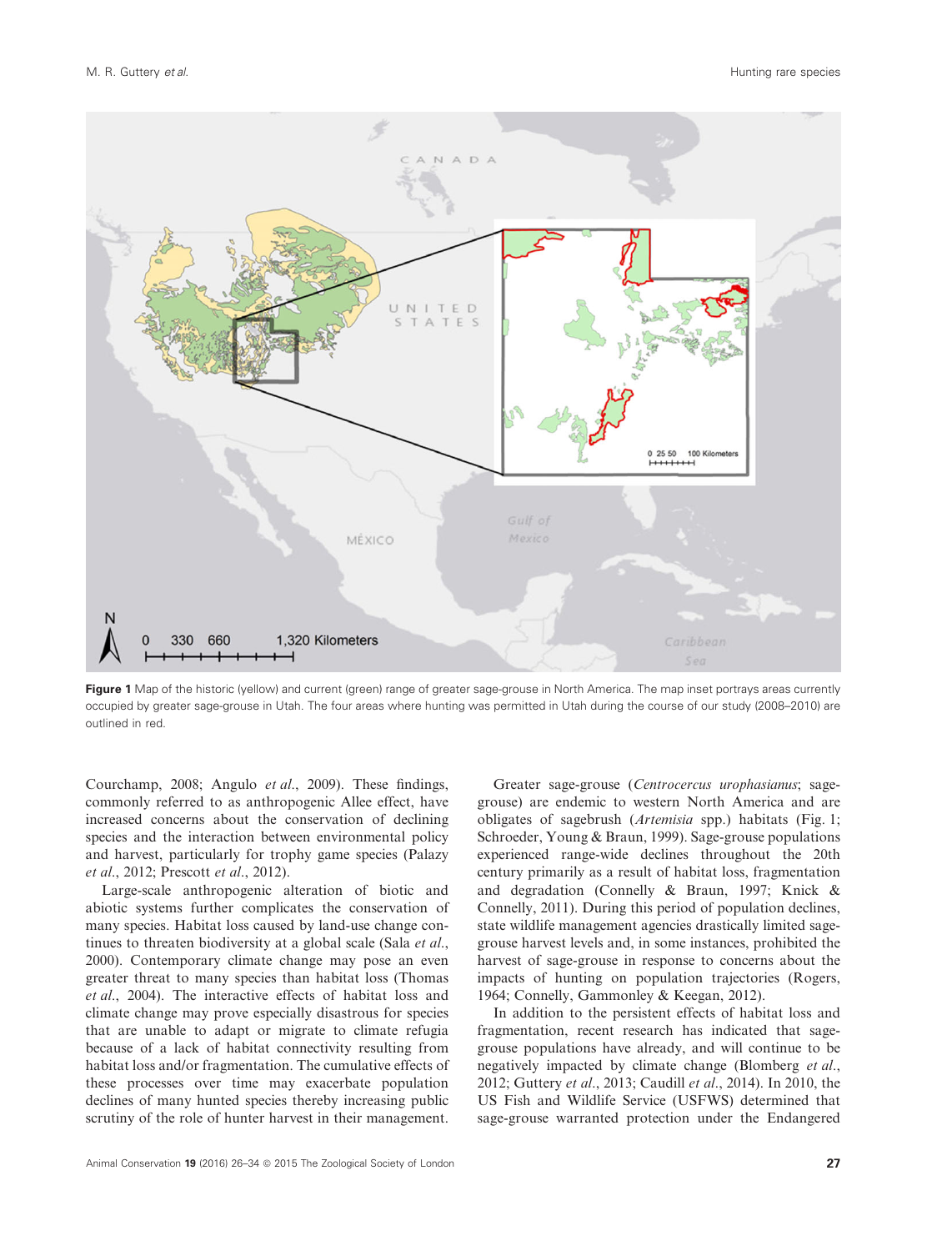**Figure 1** Map of the historic (yellow) and current (green) range of greater sage-grouse in North America. The map inset portrays areas currently occupied by greater sage-grouse in Utah. The four areas where hunting was permitted in Utah during the course of our study (2008–2010) are outlined in red.

Courchamp, 2008; Angulo *et al*., 2009). These findings, commonly referred to as anthropogenic Allee effect, have increased concerns about the conservation of declining species and the interaction between environmental policy and harvest, particularly for trophy game species (Palazy *et al*., 2012; Prescott *et al*., 2012).

Large-scale anthropogenic alteration of biotic and abiotic systems further complicates the conservation of many species. Habitat loss caused by land-use change continues to threaten biodiversity at a global scale (Sala *et al*., 2000). Contemporary climate change may pose an even greater threat to many species than habitat loss (Thomas *et al*., 2004). The interactive effects of habitat loss and climate change may prove especially disastrous for species that are unable to adapt or migrate to climate refugia because of a lack of habitat connectivity resulting from habitat loss and/or fragmentation. The cumulative effects of these processes over time may exacerbate population declines of many hunted species thereby increasing public scrutiny of the role of hunter harvest in their management.

Greater sage-grouse (*Centrocercus urophasianus*; sage-grouse) are endemic to western North America and are obligates of sagebrush (*Artemisia* spp.) habitats (Fig. 1; Schroeder, Young & Braun, 1999). Sage-grouse populations experienced range-wide declines throughout the 20th century primarily as a result of habitat loss, fragmentation and degradation (Connelly & Braun, 1997; Knick & Connelly, 2011). During this period of population declines, state wildlife management agencies drastically limited sage-grouse harvest levels and, in some instances, prohibited the harvest of sage-grouse in response to concerns about the impacts of hunting on population trajectories (Rogers, 1964; Connelly, Gammonley & Keegan, 2012).

In addition to the persistent effects of habitat loss and fragmentation, recent research has indicated that sage-grouse populations have already, and will continue to be negatively impacted by climate change (Blomberg *et al*., 2012; Guttery *et al*., 2013; Caudill *et al*., 2014). In 2010, the US Fish and Wildlife Service (USFWS) determined that sage-grouse warranted protection under the Endangered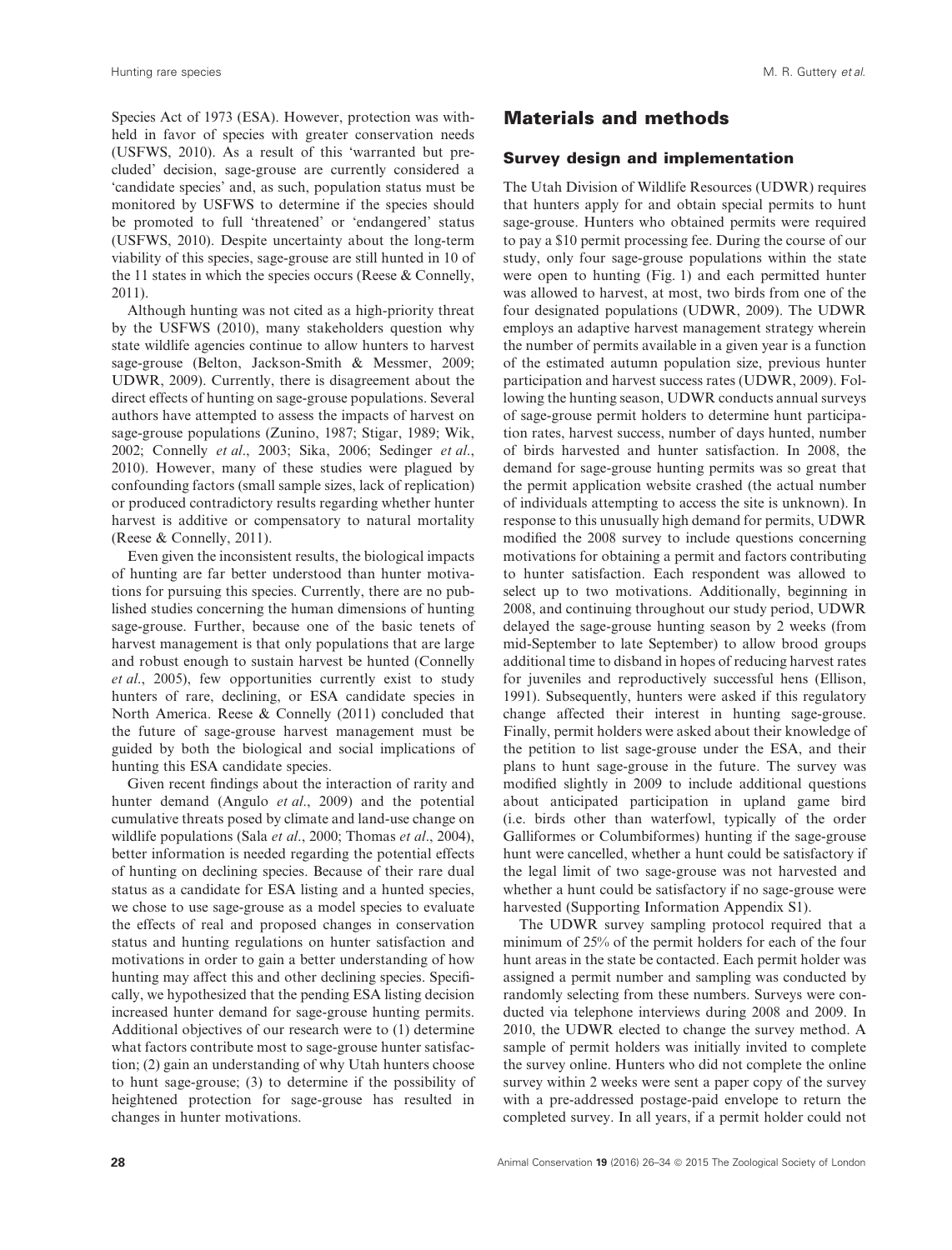Species Act of 1973 (ESA). However, protection was withheld in favor of species with greater conservation needs (USFWS, 2010). As a result of this 'warranted but precluded' decision, sage-grouse are currently considered a 'candidate species' and, as such, population status must be monitored by USFWS to determine if the species should be promoted to full 'threatened' or 'endangered' status (USFWS, 2010). Despite uncertainty about the long-term viability of this species, sage-grouse are still hunted in 10 of the 11 states in which the species occurs (Reese & Connelly, 2011).

Although hunting was not cited as a high-priority threat by the USFWS (2010), many stakeholders question why state wildlife agencies continue to allow hunters to harvest sage-grouse (Belton, Jackson-Smith & Messmer, 2009; UDWR, 2009). Currently, there is disagreement about the direct effects of hunting on sage-grouse populations. Several authors have attempted to assess the impacts of harvest on sage-grouse populations (Zunino, 1987; Stigar, 1989; Wik, 2002; Connelly *et al*., 2003; Sika, 2006; Sedinger *et al*., 2010). However, many of these studies were plagued by confounding factors (small sample sizes, lack of replication) or produced contradictory results regarding whether hunter harvest is additive or compensatory to natural mortality (Reese & Connelly, 2011).

Even given the inconsistent results, the biological impacts of hunting are far better understood than hunter motivations for pursuing this species. Currently, there are no published studies concerning the human dimensions of hunting sage-grouse. Further, because one of the basic tenets of harvest management is that only populations that are large and robust enough to sustain harvest be hunted (Connelly *et al*., 2005), few opportunities currently exist to study hunters of rare, declining, or ESA candidate species in North America. Reese & Connelly (2011) concluded that the future of sage-grouse harvest management must be guided by both the biological and social implications of hunting this ESA candidate species.

Given recent findings about the interaction of rarity and hunter demand (Angulo *et al*., 2009) and the potential cumulative threats posed by climate and land-use change on wildlife populations (Sala *et al*., 2000; Thomas *et al*., 2004), better information is needed regarding the potential effects of hunting on declining species. Because of their rare dual status as a candidate for ESA listing and a hunted species, we chose to use sage-grouse as a model species to evaluate the effects of real and proposed changes in conservation status and hunting regulations on hunter satisfaction and motivations in order to gain a better understanding of how hunting may affect this and other declining species. Specifically, we hypothesized that the pending ESA listing decision increased hunter demand for sage-grouse hunting permits. Additional objectives of our research were to (1) determine what factors contribute most to sage-grouse hunter satisfaction; (2) gain an understanding of why Utah hunters choose to hunt sage-grouse; (3) to determine if the possibility of heightened protection for sage-grouse has resulted in changes in hunter motivations.

## Materials and methods

### Survey design and implementation

The Utah Division of Wildlife Resources (UDWR) requires that hunters apply for and obtain special permits to hunt sage-grouse. Hunters who obtained permits were required to pay a $10 permit processing fee. During the course of our study, only four sage-grouse populations within the state were open to hunting (Fig. 1) and each permitted hunter was allowed to harvest, at most, two birds from one of the four designated populations (UDWR, 2009). The UDWR employs an adaptive harvest management strategy wherein the number of permits available in a given year is a function of the estimated autumn population size, previous hunter participation and harvest success rates (UDWR, 2009). Following the hunting season, UDWR conducts annual surveys of sage-grouse permit holders to determine hunt participation rates, harvest success, number of days hunted, number of birds harvested and hunter satisfaction. In 2008, the demand for sage-grouse hunting permits was so great that the permit application website crashed (the actual number of individuals attempting to access the site is unknown). In response to this unusually high demand for permits, UDWR modified the 2008 survey to include questions concerning motivations for obtaining a permit and factors contributing to hunter satisfaction. Each respondent was allowed to select up to two motivations. Additionally, beginning in 2008, and continuing throughout our study period, UDWR delayed the sage-grouse hunting season by 2 weeks (from mid-September to late September) to allow brood groups additional time to disband in hopes of reducing harvest rates for juveniles and reproductively successful hens (Ellison, 1991). Subsequently, hunters were asked if this regulatory change affected their interest in hunting sage-grouse. Finally, permit holders were asked about their knowledge of the petition to list sage-grouse under the ESA, and their plans to hunt sage-grouse in the future. The survey was modified slightly in 2009 to include additional questions about anticipated participation in upland game bird (i.e. birds other than waterfowl, typically of the order Galliformes or Columbiformes) hunting if the sage-grouse hunt were cancelled, whether a hunt could be satisfactory if the legal limit of two sage-grouse was not harvested and whether a hunt could be satisfactory if no sage-grouse were harvested (Supporting Information Appendix S1).

The UDWR survey sampling protocol required that a minimum of 25% of the permit holders for each of the four hunt areas in the state be contacted. Each permit holder was assigned a permit number and sampling was conducted by randomly selecting from these numbers. Surveys were conducted via telephone interviews during 2008 and 2009. In 2010, the UDWR elected to change the survey method. A sample of permit holders was initially invited to complete the survey online. Hunters who did not complete the online survey within 2 weeks were sent a paper copy of the survey with a pre-addressed postage-paid envelope to return the completed survey. In all years, if a permit holder could not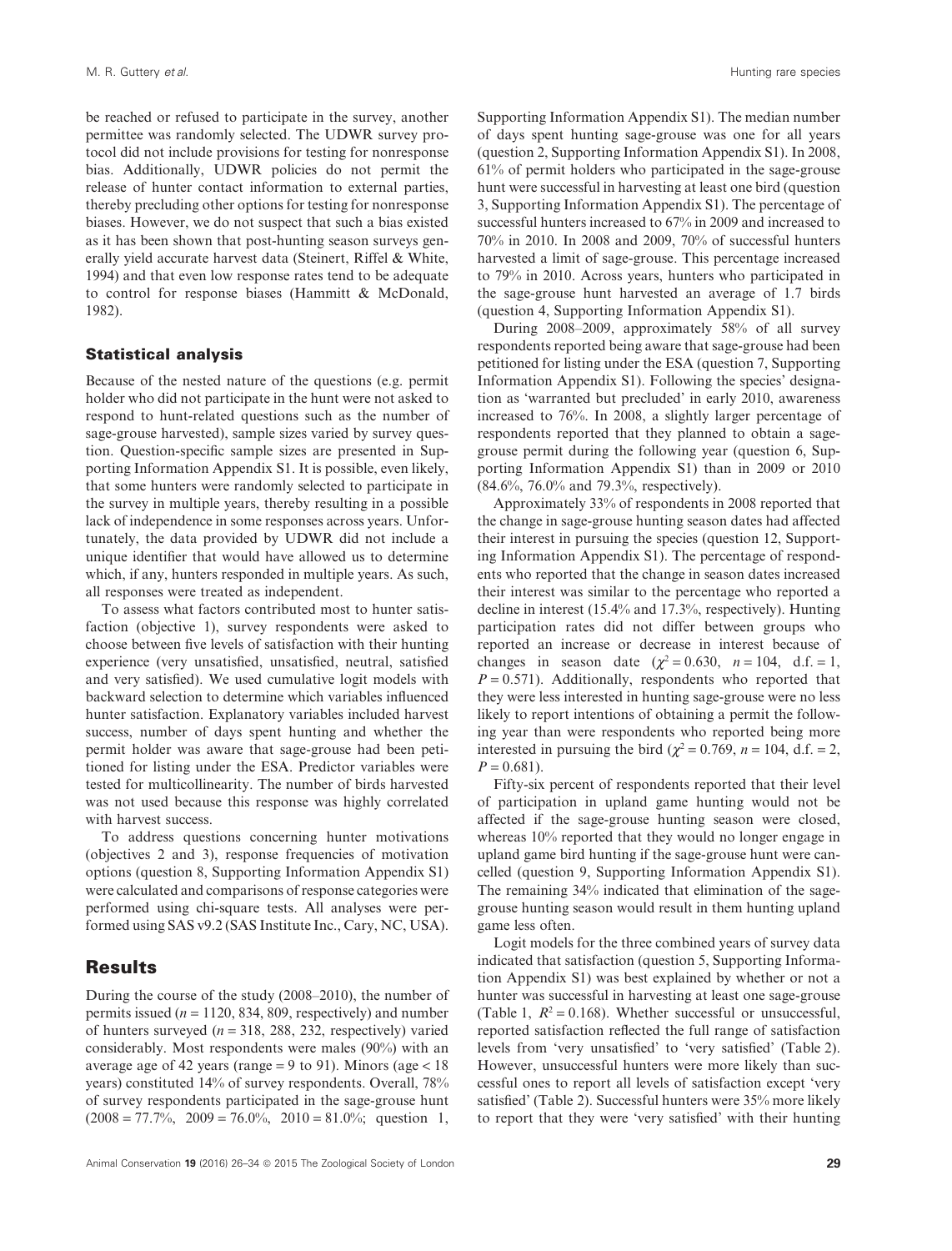be reached or refused to participate in the survey, another permittee was randomly selected. The UDWR survey protocol did not include provisions for testing for nonresponse bias. Additionally, UDWR policies do not permit the release of hunter contact information to external parties, thereby precluding other options for testing for nonresponse biases. However, we do not suspect that such a bias existed as it has been shown that post-hunting season surveys generally yield accurate harvest data (Steinert, Riffel & White, 1994) and that even low response rates tend to be adequate to control for response biases (Hammitt & McDonald, 1982).

### Statistical analysis

Because of the nested nature of the questions (e.g. permit holder who did not participate in the hunt were not asked to respond to hunt-related questions such as the number of sage-grouse harvested), sample sizes varied by survey question. Question-specific sample sizes are presented in Supporting Information Appendix S1. It is possible, even likely, that some hunters were randomly selected to participate in the survey in multiple years, thereby resulting in a possible lack of independence in some responses across years. Unfortunately, the data provided by UDWR did not include a unique identifier that would have allowed us to determine which, if any, hunters responded in multiple years. As such, all responses were treated as independent.

To assess what factors contributed most to hunter satisfaction (objective 1), survey respondents were asked to choose between five levels of satisfaction with their hunting experience (very unsatisfied, unsatisfied, neutral, satisfied and very satisfied). We used cumulative logit models with backward selection to determine which variables influenced hunter satisfaction. Explanatory variables included harvest success, number of days spent hunting and whether the permit holder was aware that sage-grouse had been petitioned for listing under the ESA. Predictor variables were tested for multicollinearity. The number of birds harvested was not used because this response was highly correlated with harvest success.

To address questions concerning hunter motivations (objectives 2 and 3), response frequencies of motivation options (question 8, Supporting Information Appendix S1) were calculated and comparisons of response categories were performed using chi-square tests. All analyses were performed using SAS v9.2 (SAS Institute Inc., Cary, NC, USA).

## Results

During the course of the study (2008–2010), the number of permits issued ($n = 1120$, 834, 809, respectively) and number of hunters surveyed ($n = 318$, 288, 232, respectively) varied considerably. Most respondents were males (90%) with an average age of 42 years (range = 9 to 91). Minors (age < 18 years) constituted 14% of survey respondents. Overall, 78% of survey respondents participated in the sage-grouse hunt (2008 = 77.7%, 2009 = 76.0%, 2010 = 81.0%; question 1, Supporting Information Appendix S1). The median number of days spent hunting sage-grouse was one for all years (question 2, Supporting Information Appendix S1). In 2008, 61% of permit holders who participated in the sage-grouse hunt were successful in harvesting at least one bird (question 3, Supporting Information Appendix S1). The percentage of successful hunters increased to 67% in 2009 and increased to 70% in 2010. In 2008 and 2009, 70% of successful hunters harvested a limit of sage-grouse. This percentage increased to 79% in 2010. Across years, hunters who participated in the sage-grouse hunt harvested an average of 1.7 birds (question 4, Supporting Information Appendix S1).

During 2008–2009, approximately 58% of all survey respondents reported being aware that sage-grouse had been petitioned for listing under the ESA (question 7, Supporting Information Appendix S1). Following the species' designation as 'warranted but precluded' in early 2010, awareness increased to 76%. In 2008, a slightly larger percentage of respondents reported that they planned to obtain a sage-grouse permit during the following year (question 6, Supporting Information Appendix S1) than in 2009 or 2010 (84.6%, 76.0% and 79.3%, respectively).

Approximately 33% of respondents in 2008 reported that the change in sage-grouse hunting season dates had affected their interest in pursuing the species (question 12, Supporting Information Appendix S1). The percentage of respondents who reported that the change in season dates increased their interest was similar to the percentage who reported a decline in interest (15.4% and 17.3%, respectively). Hunting participation rates did not differ between groups who reported an increase or decrease in interest because of changes in season date ($\chi^2 = 0.630$, $n = 104$, d.f. = 1, $P = 0.571$). Additionally, respondents who reported that they were less interested in hunting sage-grouse were no less likely to report intentions of obtaining a permit the following year than were respondents who reported being more interested in pursuing the bird ($\chi^2 = 0.769$, $n = 104$, d.f. = 2, $P = 0.681$).

Fifty-six percent of respondents reported that their level of participation in upland game hunting would not be affected if the sage-grouse hunting season were closed, whereas 10% reported that they would no longer engage in upland game bird hunting if the sage-grouse hunt were cancelled (question 9, Supporting Information Appendix S1). The remaining 34% indicated that elimination of the sage-grouse hunting season would result in them hunting upland game less often.

Logit models for the three combined years of survey data indicated that satisfaction (question 5, Supporting Information Appendix S1) was best explained by whether or not a hunter was successful in harvesting at least one sage-grouse (Table 1, $R^2 = 0.168$). Whether successful or unsuccessful, reported satisfaction reflected the full range of satisfaction levels from 'very unsatisfied' to 'very satisfied' (Table 2). However, unsuccessful hunters were more likely than successful ones to report all levels of satisfaction except 'very satisfied' (Table 2). Successful hunters were 35% more likely to report that they were 'very satisfied' with their hunting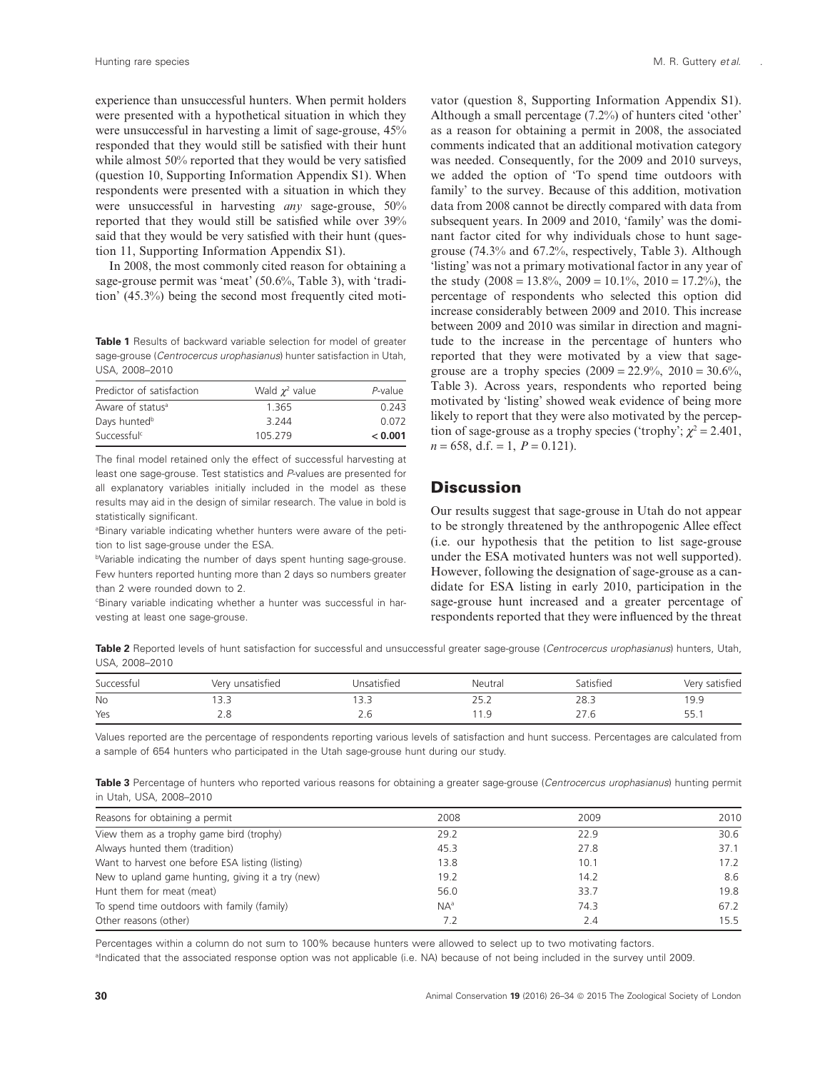experience than unsuccessful hunters. When permit holders were presented with a hypothetical situation in which they were unsuccessful in harvesting a limit of sage-grouse, 45% responded that they would still be satisfied with their hunt while almost 50% reported that they would be very satisfied (question 10, Supporting Information Appendix S1). When respondents were presented with a situation in which they were unsuccessful in harvesting *any* sage-grouse, 50% reported that they would still be satisfied while over 39% said that they would be very satisfied with their hunt (question 11, Supporting Information Appendix S1).

In 2008, the most commonly cited reason for obtaining a sage-grouse permit was 'meat' (50.6%, Table 3), with 'tradition' (45.3%) being the second most frequently cited motivator (question 8, Supporting Information Appendix S1). Although a small percentage (7.2%) of hunters cited 'other' as a reason for obtaining a permit in 2008, the associated comments indicated that an additional motivation category was needed. Consequently, for the 2009 and 2010 surveys, we added the option of 'To spend time outdoors with family' to the survey. Because of this addition, motivation data from 2008 cannot be directly compared with data from subsequent years. In 2009 and 2010, 'family' was the dominant factor cited for why individuals chose to hunt sage-grouse (74.3% and 67.2%, respectively, Table 3). Although 'listing' was not a primary motivational factor in any year of the study (2008 = 13.8%, 2009 = 10.1%, 2010 = 17.2%), the percentage of respondents who selected this option did increase considerably between 2009 and 2010. This increase between 2009 and 2010 was similar in direction and magnitude to the increase in the percentage of hunters who reported that they were motivated by a view that sage-grouse are a trophy species (2009 = 22.9%, 2010 = 30.6%, Table 3). Across years, respondents who reported being motivated by 'listing' showed weak evidence of being more likely to report that they were also motivated by the perception of sage-grouse as a trophy species ('trophy'; $\chi^2 = 2.401$, $n = 658$, d.f. = 1, $P = 0.121$).

**Table 1** Results of backward variable selection for model of greater sage-grouse (*Centrocercus urophasianus*) hunter satisfaction in Utah, USA, 2008–2010

| Predictor of satisfaction | Wald $\chi^2$ value | *P*-value |
|---|---|---|
| Aware of status[a] | 1.365 | 0.243 |
| Days hunted[b] | 3.244 | 0.072 |
| Successful[c] | 105.279 | **< 0.001** |

The final model retained only the effect of successful harvesting at least one sage-grouse. Test statistics and *P*-values are presented for all explanatory variables initially included in the model as these results may aid in the design of similar research. The value in bold is statistically significant.

[a]Binary variable indicating whether hunters were aware of the petition to list sage-grouse under the ESA.

[b]Variable indicating the number of days spent hunting sage-grouse. Few hunters reported hunting more than 2 days so numbers greater than 2 were rounded down to 2.

[c]Binary variable indicating whether a hunter was successful in harvesting at least one sage-grouse.

## Discussion

Our results suggest that sage-grouse in Utah do not appear to be strongly threatened by the anthropogenic Allee effect (i.e. our hypothesis that the petition to list sage-grouse under the ESA motivated hunters was not well supported). However, following the designation of sage-grouse as a candidate for ESA listing in early 2010, participation in the sage-grouse hunt increased and a greater percentage of respondents reported that they were influenced by the threat

**Table 2** Reported levels of hunt satisfaction for successful and unsuccessful greater sage-grouse (*Centrocercus urophasianus*) hunters, Utah, USA, 2008–2010

| Successful | Very unsatisfied | Unsatisfied | Neutral | Satisfied | Very satisfied |
|---|---|---|---|---|---|
| No | 13.3 | 13.3 | 25.2 | 28.3 | 19.9 |
| Yes | 2.8 | 2.6 | 11.9 | 27.6 | 55.1 |

Values reported are the percentage of respondents reporting various levels of satisfaction and hunt success. Percentages are calculated from a sample of 654 hunters who participated in the Utah sage-grouse hunt during our study.

**Table 3** Percentage of hunters who reported various reasons for obtaining a greater sage-grouse (*Centrocercus urophasianus*) hunting permit in Utah, USA, 2008–2010

| Reasons for obtaining a permit | 2008 | 2009 | 2010 |
|---|---|---|---|
| View them as a trophy game bird (trophy) | 29.2 | 22.9 | 30.6 |
| Always hunted them (tradition) | 45.3 | 27.8 | 37.1 |
| Want to harvest one before ESA listing (listing) | 13.8 | 10.1 | 17.2 |
| New to upland game hunting, giving it a try (new) | 19.2 | 14.2 | 8.6 |
| Hunt them for meat (meat) | 56.0 | 33.7 | 19.8 |
| To spend time outdoors with family (family) | NA[a] | 74.3 | 67.2 |
| Other reasons (other) | 7.2 | 2.4 | 15.5 |

Percentages within a column do not sum to 100% because hunters were allowed to select up to two motivating factors.

[a]Indicated that the associated response option was not applicable (i.e. NA) because of not being included in the survey until 2009.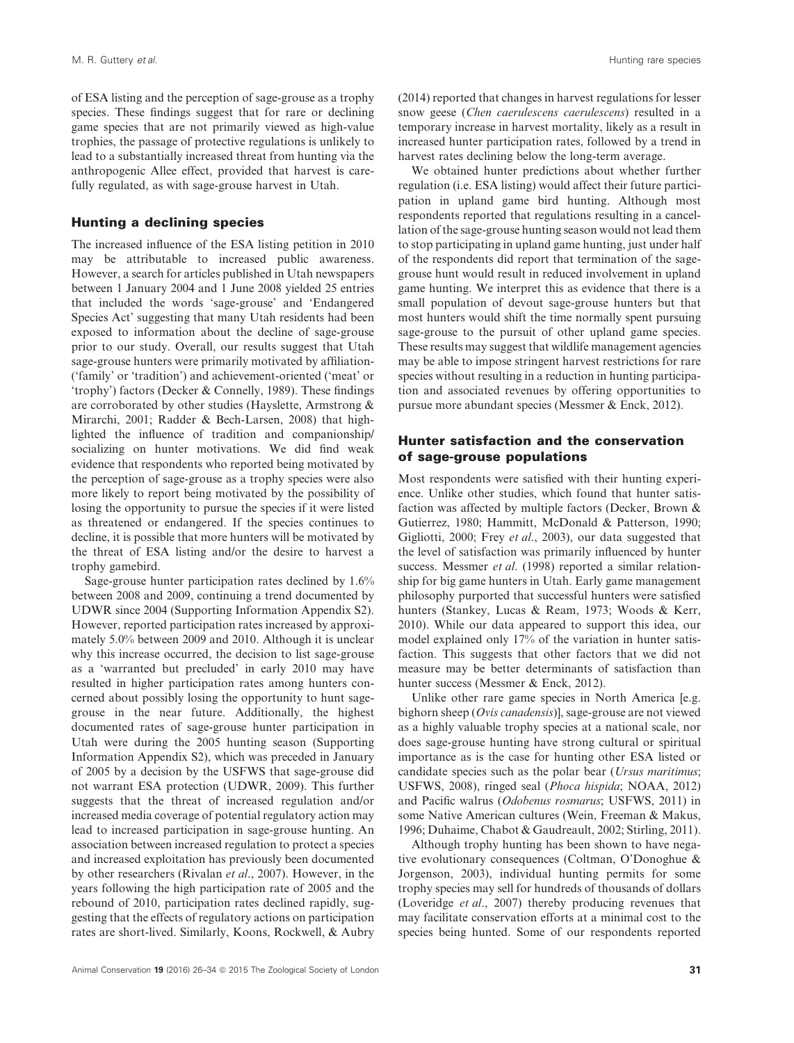of ESA listing and the perception of sage-grouse as a trophy species. These findings suggest that for rare or declining game species that are not primarily viewed as high-value trophies, the passage of protective regulations is unlikely to lead to a substantially increased threat from hunting via the anthropogenic Allee effect, provided that harvest is carefully regulated, as with sage-grouse harvest in Utah.

## Hunting a declining species

The increased influence of the ESA listing petition in 2010 may be attributable to increased public awareness. However, a search for articles published in Utah newspapers between 1 January 2004 and 1 June 2008 yielded 25 entries that included the words 'sage-grouse' and 'Endangered Species Act' suggesting that many Utah residents had been exposed to information about the decline of sage-grouse prior to our study. Overall, our results suggest that Utah sage-grouse hunters were primarily motivated by affiliation- ('family' or 'tradition') and achievement-oriented ('meat' or 'trophy') factors (Decker & Connelly, 1989). These findings are corroborated by other studies (Hayslette, Armstrong & Mirarchi, 2001; Radder & Bech-Larsen, 2008) that highlighted the influence of tradition and companionship/socializing on hunter motivations. We did find weak evidence that respondents who reported being motivated by the perception of sage-grouse as a trophy species were also more likely to report being motivated by the possibility of losing the opportunity to pursue the species if it were listed as threatened or endangered. If the species continues to decline, it is possible that more hunters will be motivated by the threat of ESA listing and/or the desire to harvest a trophy gamebird.

Sage-grouse hunter participation rates declined by 1.6% between 2008 and 2009, continuing a trend documented by UDWR since 2004 (Supporting Information Appendix S2). However, reported participation rates increased by approximately 5.0% between 2009 and 2010. Although it is unclear why this increase occurred, the decision to list sage-grouse as a 'warranted but precluded' in early 2010 may have resulted in higher participation rates among hunters concerned about possibly losing the opportunity to hunt sage-grouse in the near future. Additionally, the highest documented rates of sage-grouse hunter participation in Utah were during the 2005 hunting season (Supporting Information Appendix S2), which was preceded in January of 2005 by a decision by the USFWS that sage-grouse did not warrant ESA protection (UDWR, 2009). This further suggests that the threat of increased regulation and/or increased media coverage of potential regulatory action may lead to increased participation in sage-grouse hunting. An association between increased regulation to protect a species and increased exploitation has previously been documented by other researchers (Rivalan *et al*., 2007). However, in the years following the high participation rate of 2005 and the rebound of 2010, participation rates declined rapidly, suggesting that the effects of regulatory actions on participation rates are short-lived. Similarly, Koons, Rockwell, & Aubry (2014) reported that changes in harvest regulations for lesser snow geese (*Chen caerulescens caerulescens*) resulted in a temporary increase in harvest mortality, likely as a result in increased hunter participation rates, followed by a trend in harvest rates declining below the long-term average.

We obtained hunter predictions about whether further regulation (i.e. ESA listing) would affect their future participation in upland game bird hunting. Although most respondents reported that regulations resulting in a cancellation of the sage-grouse hunting season would not lead them to stop participating in upland game hunting, just under half of the respondents did report that termination of the sage-grouse hunt would result in reduced involvement in upland game hunting. We interpret this as evidence that there is a small population of devout sage-grouse hunters but that most hunters would shift the time normally spent pursuing sage-grouse to the pursuit of other upland game species. These results may suggest that wildlife management agencies may be able to impose stringent harvest restrictions for rare species without resulting in a reduction in hunting participation and associated revenues by offering opportunities to pursue more abundant species (Messmer & Enck, 2012).

## Hunter satisfaction and the conservation of sage-grouse populations

Most respondents were satisfied with their hunting experience. Unlike other studies, which found that hunter satisfaction was affected by multiple factors (Decker, Brown & Gutierrez, 1980; Hammitt, McDonald & Patterson, 1990; Gigliotti, 2000; Frey *et al*., 2003), our data suggested that the level of satisfaction was primarily influenced by hunter success. Messmer *et al*. (1998) reported a similar relationship for big game hunters in Utah. Early game management philosophy purported that successful hunters were satisfied hunters (Stankey, Lucas & Ream, 1973; Woods & Kerr, 2010). While our data appeared to support this idea, our model explained only 17% of the variation in hunter satisfaction. This suggests that other factors that we did not measure may be better determinants of satisfaction than hunter success (Messmer & Enck, 2012).

Unlike other rare game species in North America [e.g. bighorn sheep (*Ovis canadensis*)], sage-grouse are not viewed as a highly valuable trophy species at a national scale, nor does sage-grouse hunting have strong cultural or spiritual importance as is the case for hunting other ESA listed or candidate species such as the polar bear (*Ursus maritimus*; USFWS, 2008), ringed seal (*Phoca hispida*; NOAA, 2012) and Pacific walrus (*Odobenus rosmarus*; USFWS, 2011) in some Native American cultures (Wein, Freeman & Makus, 1996; Duhaime, Chabot & Gaudreault, 2002; Stirling, 2011).

Although trophy hunting has been shown to have negative evolutionary consequences (Coltman, O'Donoghue & Jorgenson, 2003), individual hunting permits for some trophy species may sell for hundreds of thousands of dollars (Loveridge *et al*., 2007) thereby producing revenues that may facilitate conservation efforts at a minimal cost to the species being hunted. Some of our respondents reported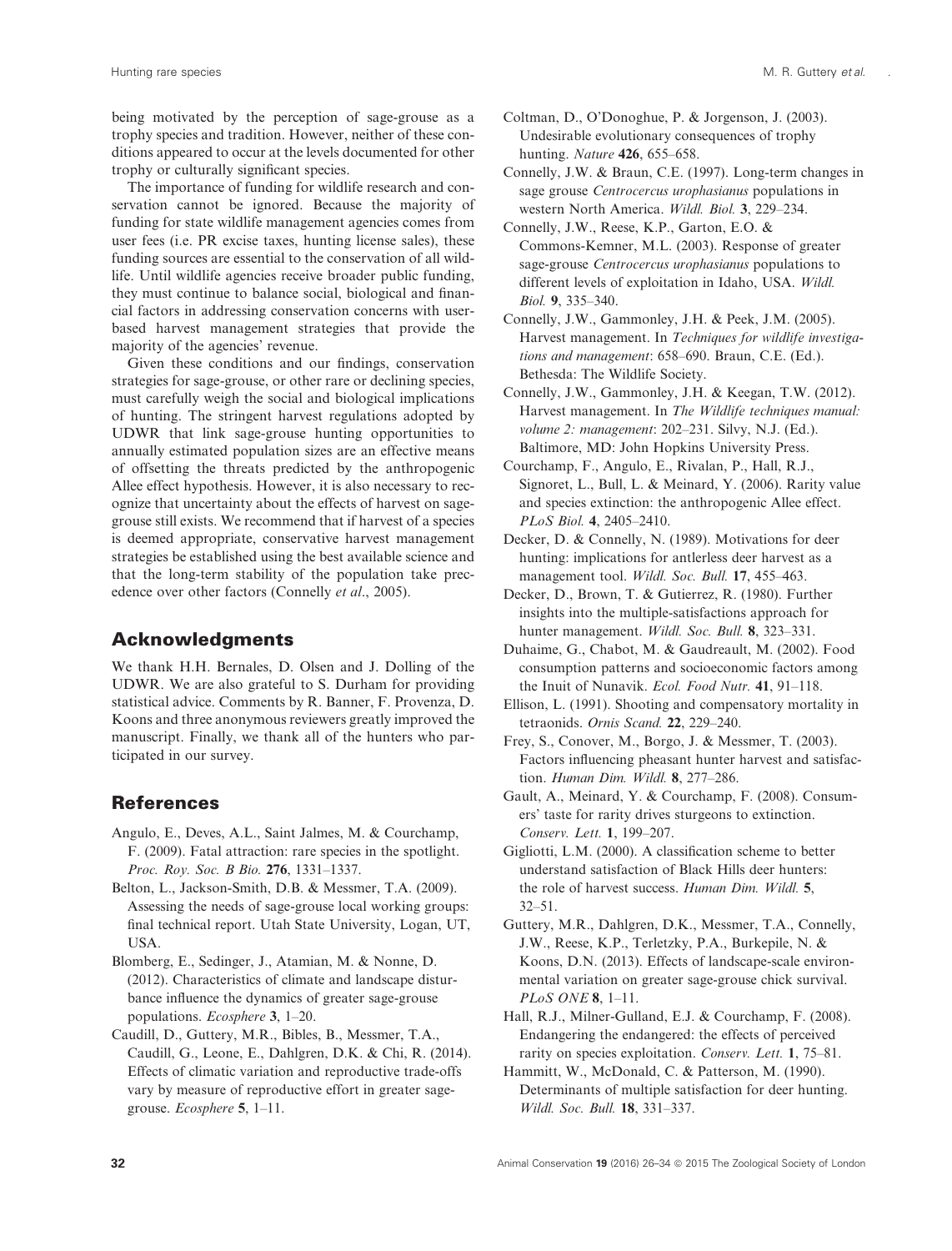being motivated by the perception of sage-grouse as a trophy species and tradition. However, neither of these conditions appeared to occur at the levels documented for other trophy or culturally significant species.

The importance of funding for wildlife research and conservation cannot be ignored. Because the majority of funding for state wildlife management agencies comes from user fees (i.e. PR excise taxes, hunting license sales), these funding sources are essential to the conservation of all wildlife. Until wildlife agencies receive broader public funding, they must continue to balance social, biological and financial factors in addressing conservation concerns with user-based harvest management strategies that provide the majority of the agencies' revenue.

Given these conditions and our findings, conservation strategies for sage-grouse, or other rare or declining species, must carefully weigh the social and biological implications of hunting. The stringent harvest regulations adopted by UDWR that link sage-grouse hunting opportunities to annually estimated population sizes are an effective means of offsetting the threats predicted by the anthropogenic Allee effect hypothesis. However, it is also necessary to recognize that uncertainty about the effects of harvest on sage-grouse still exists. We recommend that if harvest of a species is deemed appropriate, conservative harvest management strategies be established using the best available science and that the long-term stability of the population take precedence over other factors (Connelly *et al*., 2005).

## Acknowledgments

We thank H.H. Bernales, D. Olsen and J. Dolling of the UDWR. We are also grateful to S. Durham for providing statistical advice. Comments by R. Banner, F. Provenza, D. Koons and three anonymous reviewers greatly improved the manuscript. Finally, we thank all of the hunters who participated in our survey.

## References

Angulo, E., Deves, A.L., Saint Jalmes, M. & Courchamp, F. (2009). Fatal attraction: rare species in the spotlight. *Proc. Roy. Soc. B Bio.* **276**, 1331–1337.

Belton, L., Jackson-Smith, D.B. & Messmer, T.A. (2009). Assessing the needs of sage-grouse local working groups: final technical report. Utah State University, Logan, UT, USA.

Blomberg, E., Sedinger, J., Atamian, M. & Nonne, D. (2012). Characteristics of climate and landscape disturbance influence the dynamics of greater sage-grouse populations. *Ecosphere* **3**, 1–20.

Caudill, D., Guttery, M.R., Bibles, B., Messmer, T.A., Caudill, G., Leone, E., Dahlgren, D.K. & Chi, R. (2014). Effects of climatic variation and reproductive trade-offs vary by measure of reproductive effort in greater sage-grouse. *Ecosphere* **5**, 1–11.

Coltman, D., O'Donoghue, P. & Jorgenson, J. (2003). Undesirable evolutionary consequences of trophy hunting. *Nature* **426**, 655–658.

Connelly, J.W. & Braun, C.E. (1997). Long-term changes in sage grouse *Centrocercus urophasianus* populations in western North America. *Wildl. Biol.* **3**, 229–234.

Connelly, J.W., Reese, K.P., Garton, E.O. & Commons-Kemner, M.L. (2003). Response of greater sage-grouse *Centrocercus urophasianus* populations to different levels of exploitation in Idaho, USA. *Wildl. Biol.* **9**, 335–340.

Connelly, J.W., Gammonley, J.H. & Peek, J.M. (2005). Harvest management. In *Techniques for wildlife investigations and management*: 658–690. Braun, C.E. (Ed.). Bethesda: The Wildlife Society.

Connelly, J.W., Gammonley, J.H. & Keegan, T.W. (2012). Harvest management. In *The Wildlife techniques manual: volume 2: management*: 202–231. Silvy, N.J. (Ed.). Baltimore, MD: John Hopkins University Press.

Courchamp, F., Angulo, E., Rivalan, P., Hall, R.J., Signoret, L., Bull, L. & Meinard, Y. (2006). Rarity value and species extinction: the anthropogenic Allee effect. *PLoS Biol.* **4**, 2405–2410.

Decker, D. & Connelly, N. (1989). Motivations for deer hunting: implications for antlerless deer harvest as a management tool. *Wildl. Soc. Bull.* **17**, 455–463.

Decker, D., Brown, T. & Gutierrez, R. (1980). Further insights into the multiple-satisfactions approach for hunter management. *Wildl. Soc. Bull.* **8**, 323–331.

Duhaime, G., Chabot, M. & Gaudreault, M. (2002). Food consumption patterns and socioeconomic factors among the Inuit of Nunavik. *Ecol. Food Nutr.* **41**, 91–118.

Ellison, L. (1991). Shooting and compensatory mortality in tetraonids. *Ornis Scand.* **22**, 229–240.

Frey, S., Conover, M., Borgo, J. & Messmer, T. (2003). Factors influencing pheasant hunter harvest and satisfaction. *Human Dim. Wildl.* **8**, 277–286.

Gault, A., Meinard, Y. & Courchamp, F. (2008). Consumers' taste for rarity drives sturgeons to extinction. *Conserv. Lett.* **1**, 199–207.

Gigliotti, L.M. (2000). A classification scheme to better understand satisfaction of Black Hills deer hunters: the role of harvest success. *Human Dim. Wildl.* **5**, 32–51.

Guttery, M.R., Dahlgren, D.K., Messmer, T.A., Connelly, J.W., Reese, K.P., Terletzky, P.A., Burkepile, N. & Koons, D.N. (2013). Effects of landscape-scale environmental variation on greater sage-grouse chick survival. *PLoS ONE* **8**, 1–11.

Hall, R.J., Milner-Gulland, E.J. & Courchamp, F. (2008). Endangering the endangered: the effects of perceived rarity on species exploitation. *Conserv. Lett.* **1**, 75–81.

Hammitt, W., McDonald, C. & Patterson, M. (1990). Determinants of multiple satisfaction for deer hunting. *Wildl. Soc. Bull.* **18**, 331–337.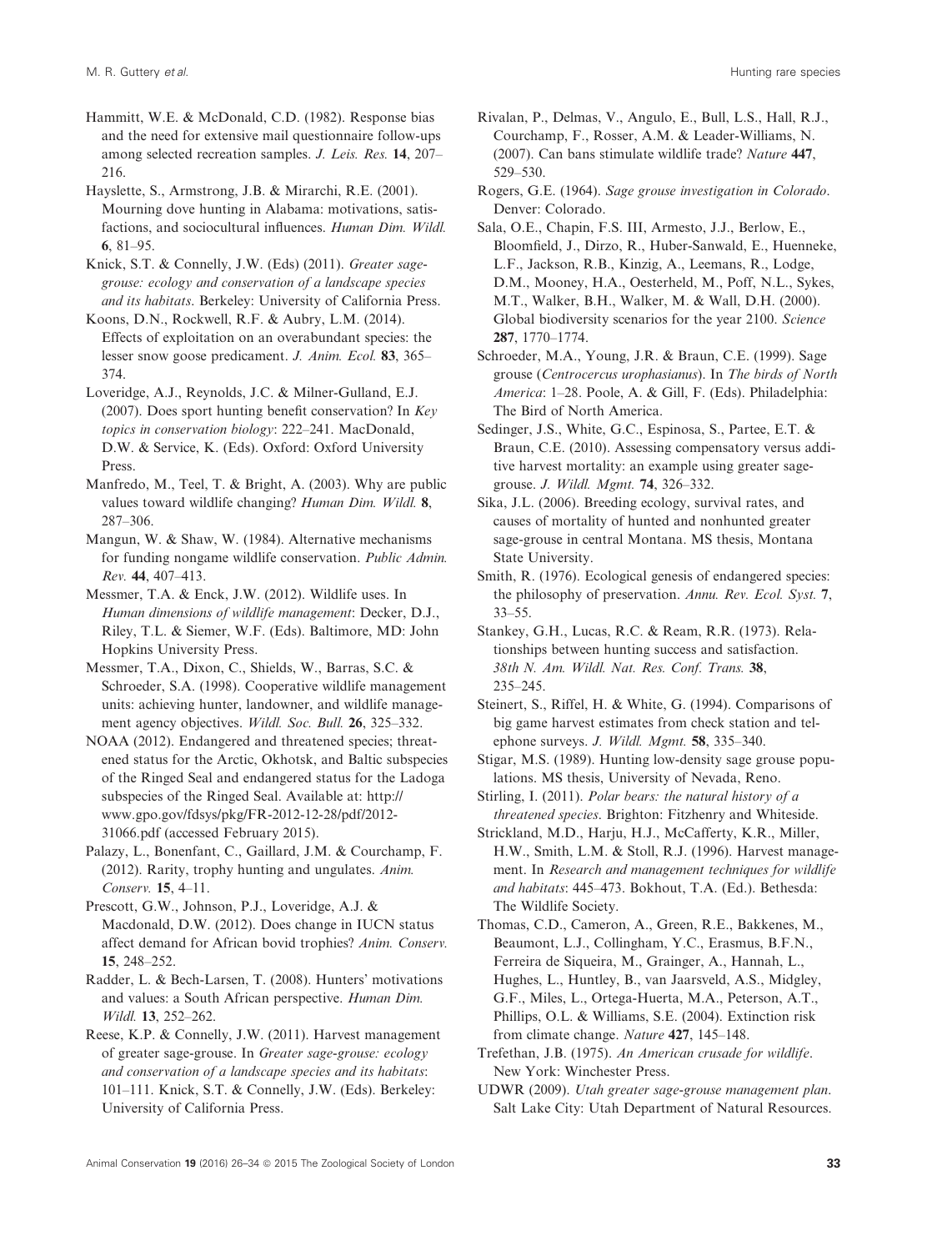Hammitt, W.E. & McDonald, C.D. (1982). Response bias and the need for extensive mail questionnaire follow-ups among selected recreation samples. *J. Leis. Res.* **14**, 207–216.

Hayslette, S., Armstrong, J.B. & Mirarchi, R.E. (2001). Mourning dove hunting in Alabama: motivations, satisfactions, and sociocultural influences. *Human Dim. Wildl.* **6**, 81–95.

Knick, S.T. & Connelly, J.W. (Eds) (2011). *Greater sage-grouse: ecology and conservation of a landscape species and its habitats*. Berkeley: University of California Press.

Koons, D.N., Rockwell, R.F. & Aubry, L.M. (2014). Effects of exploitation on an overabundant species: the lesser snow goose predicament. *J. Anim. Ecol.* **83**, 365–374.

Loveridge, A.J., Reynolds, J.C. & Milner-Gulland, E.J. (2007). Does sport hunting benefit conservation? In *Key topics in conservation biology*: 222–241. MacDonald, D.W. & Service, K. (Eds). Oxford: Oxford University Press.

Manfredo, M., Teel, T. & Bright, A. (2003). Why are public values toward wildlife changing? *Human Dim. Wildl.* **8**, 287–306.

Mangun, W. & Shaw, W. (1984). Alternative mechanisms for funding nongame wildlife conservation. *Public Admin. Rev.* **44**, 407–413.

Messmer, T.A. & Enck, J.W. (2012). Wildlife uses. In *Human dimensions of wildlife management*: Decker, D.J., Riley, T.L. & Siemer, W.F. (Eds). Baltimore, MD: John Hopkins University Press.

Messmer, T.A., Dixon, C., Shields, W., Barras, S.C. & Schroeder, S.A. (1998). Cooperative wildlife management units: achieving hunter, landowner, and wildlife management agency objectives. *Wildl. Soc. Bull.* **26**, 325–332.

NOAA (2012). Endangered and threatened species; threatened status for the Arctic, Okhotsk, and Baltic subspecies of the Ringed Seal and endangered status for the Ladoga subspecies of the Ringed Seal. Available at: http://www.gpo.gov/fdsys/pkg/FR-2012-12-28/pdf/2012-31066.pdf (accessed February 2015).

Palazy, L., Bonenfant, C., Gaillard, J.M. & Courchamp, F. (2012). Rarity, trophy hunting and ungulates. *Anim. Conserv.* **15**, 4–11.

Prescott, G.W., Johnson, P.J., Loveridge, A.J. & Macdonald, D.W. (2012). Does change in IUCN status affect demand for African bovid trophies? *Anim. Conserv.* **15**, 248–252.

Radder, L. & Bech-Larsen, T. (2008). Hunters' motivations and values: a South African perspective. *Human Dim. Wildl.* **13**, 252–262.

Reese, K.P. & Connelly, J.W. (2011). Harvest management of greater sage-grouse. In *Greater sage-grouse: ecology and conservation of a landscape species and its habitats*: 101–111. Knick, S.T. & Connelly, J.W. (Eds). Berkeley: University of California Press.

Rivalan, P., Delmas, V., Angulo, E., Bull, L.S., Hall, R.J., Courchamp, F., Rosser, A.M. & Leader-Williams, N. (2007). Can bans stimulate wildlife trade? *Nature* **447**, 529–530.

Rogers, G.E. (1964). *Sage grouse investigation in Colorado*. Denver: Colorado.

Sala, O.E., Chapin, F.S. III, Armesto, J.J., Berlow, E., Bloomfield, J., Dirzo, R., Huber-Sanwald, E., Huenneke, L.F., Jackson, R.B., Kinzig, A., Leemans, R., Lodge, D.M., Mooney, H.A., Oesterheld, M., Poff, N.L., Sykes, M.T., Walker, B.H., Walker, M. & Wall, D.H. (2000). Global biodiversity scenarios for the year 2100. *Science* **287**, 1770–1774.

Schroeder, M.A., Young, J.R. & Braun, C.E. (1999). Sage grouse (*Centrocercus urophasianus*). In *The birds of North America*: 1–28. Poole, A. & Gill, F. (Eds). Philadelphia: The Bird of North America.

Sedinger, J.S., White, G.C., Espinosa, S., Partee, E.T. & Braun, C.E. (2010). Assessing compensatory versus additive harvest mortality: an example using greater sage-grouse. *J. Wildl. Mgmt.* **74**, 326–332.

Sika, J.L. (2006). Breeding ecology, survival rates, and causes of mortality of hunted and nonhunted greater sage-grouse in central Montana. MS thesis, Montana State University.

Smith, R. (1976). Ecological genesis of endangered species: the philosophy of preservation. *Annu. Rev. Ecol. Syst.* **7**, 33–55.

Stankey, G.H., Lucas, R.C. & Ream, R.R. (1973). Relationships between hunting success and satisfaction. *38th N. Am. Wildl. Nat. Res. Conf. Trans.* **38**, 235–245.

Steinert, S., Riffel, H. & White, G. (1994). Comparisons of big game harvest estimates from check station and telephone surveys. *J. Wildl. Mgmt.* **58**, 335–340.

Stigar, M.S. (1989). Hunting low-density sage grouse populations. MS thesis, University of Nevada, Reno.

Stirling, I. (2011). *Polar bears: the natural history of a threatened species*. Brighton: Fitzhenry and Whiteside.

Strickland, M.D., Harju, H.J., McCafferty, K.R., Miller, H.W., Smith, L.M. & Stoll, R.J. (1996). Harvest management. In *Research and management techniques for wildlife and habitats*: 445–473. Bokhout, T.A. (Ed.). Bethesda: The Wildlife Society.

Thomas, C.D., Cameron, A., Green, R.E., Bakkenes, M., Beaumont, L.J., Collingham, Y.C., Erasmus, B.F.N., Ferreira de Siqueira, M., Grainger, A., Hannah, L., Hughes, L., Huntley, B., van Jaarsveld, A.S., Midgley, G.F., Miles, L., Ortega-Huerta, M.A., Peterson, A.T., Phillips, O.L. & Williams, S.E. (2004). Extinction risk from climate change. *Nature* **427**, 145–148.

Trefethan, J.B. (1975). *An American crusade for wildlife*. New York: Winchester Press.

UDWR (2009). *Utah greater sage-grouse management plan*. Salt Lake City: Utah Department of Natural Resources.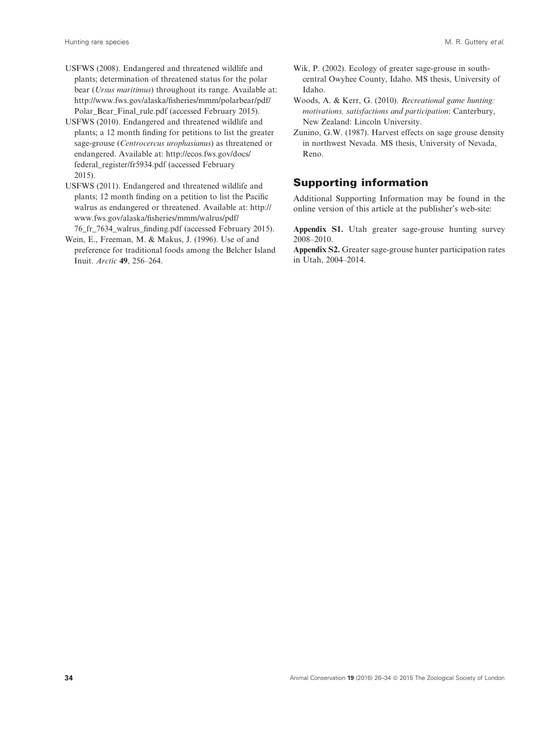USFWS (2008). Endangered and threatened wildlife and plants; determination of threatened status for the polar bear (*Ursus maritimus*) throughout its range. Available at: http://www.fws.gov/alaska/fisheries/mmm/polarbear/pdf/Polar_Bear_Final_rule.pdf (accessed February 2015).

USFWS (2010). Endangered and threatened wildlife and plants; a 12 month finding for petitions to list the greater sage-grouse (*Centrocercus urophasianus*) as threatened or endangered. Available at: http://ecos.fws.gov/docs/federal_register/fr5934.pdf (accessed February 2015).

USFWS (2011). Endangered and threatened wildlife and plants; 12 month finding on a petition to list the Pacific walrus as endangered or threatened. Available at: http://www.fws.gov/alaska/fisheries/mmm/walrus/pdf/76_fr_7634_walrus_finding.pdf (accessed February 2015).

Wein, E., Freeman, M. & Makus, J. (1996). Use of and preference for traditional foods among the Belcher Island Inuit. *Arctic* **49**, 256–264.

Wik, P. (2002). Ecology of greater sage-grouse in south-central Owyhee County, Idaho. MS thesis, University of Idaho.

Woods, A. & Kerr, G. (2010). *Recreational game hunting: motivations, satisfactions and participation*: Canterbury, New Zealand: Lincoln University.

Zunino, G.W. (1987). Harvest effects on sage grouse density in northwest Nevada. MS thesis, University of Nevada, Reno.

## Supporting information

Additional Supporting Information may be found in the online version of this article at the publisher's web-site:

**Appendix S1.** Utah greater sage-grouse hunting survey 2008–2010.

**Appendix S2.** Greater sage-grouse hunter participation rates in Utah, 2004–2014.